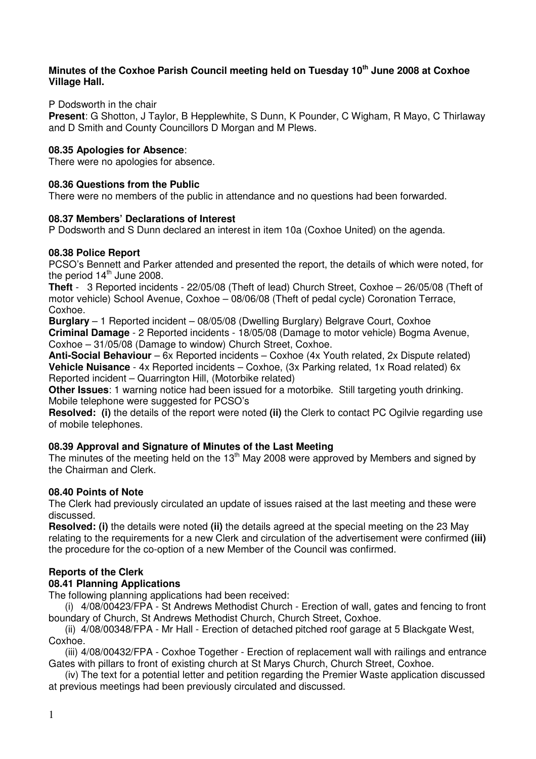**Minutes of the Coxhoe Parish Council meeting held on Tuesday 10th June 2008 at Coxhoe Village Hall.**

P Dodsworth in the chair

**Present**: G Shotton, J Taylor, B Hepplewhite, S Dunn, K Pounder, C Wigham, R Mayo, C Thirlaway and D Smith and County Councillors D Morgan and M Plews.

### 08.35 Apologies for Absence:

There were no apologies for absence.

### 08.36 Questions from the Public

There were no members of the public in attendance and no questions had been forwarded.

### 08.37 Members' Declarations of Interest

P Dodsworth and S Dunn declared an interest in item 10a (Coxhoe United) on the agenda.

### 08.38 Police Report

PCSO's Bennett and Parker attended and presented the report, the details of which were noted, for the period 14th June 2008.

**Theft** - 3 Reported incidents - 22/05/08 (Theft of lead) Church Street, Coxhoe – 26/05/08 (Theft of motor vehicle) School Avenue, Coxhoe – 08/06/08 (Theft of pedal cycle) Coronation Terrace, Coxhoe.

**Burglary** – 1 Reported incident – 08/05/08 (Dwelling Burglary) Belgrave Court, Coxhoe

**Criminal Damage** - 2 Reported incidents - 18/05/08 (Damage to motor vehicle) Bogma Avenue, Coxhoe – 31/05/08 (Damage to window) Church Street, Coxhoe.

**Anti-Social Behaviour** – 6x Reported incidents – Coxhoe (4x Youth related, 2x Dispute related)

**Vehicle Nuisance** - 4x Reported incidents – Coxhoe, (3x Parking related, 1x Road related) 6x Reported incident – Quarrington Hill, (Motorbike related)

**Other Issues**: 1 warning notice had been issued for a motorbike. Still targeting youth drinking. Mobile telephone were suggested for PCSO's

**Resolved: (i)** the details of the report were noted **(ii)** the Clerk to contact PC Ogilvie regarding use of mobile telephones.

### 08.39 Approval and Signature of Minutes of the Last Meeting

The minutes of the meeting held on the 13th May 2008 were approved by Members and signed by the Chairman and Clerk.

### 08.40 Points of Note

The Clerk had previously circulated an update of issues raised at the last meeting and these were discussed.

**Resolved: (i)** the details were noted **(ii)** the details agreed at the special meeting on the 23 May relating to the requirements for a new Clerk and circulation of the advertisement were confirmed **(iii)** the procedure for the co-option of a new Member of the Council was confirmed.

## Reports of the Clerk

### 08.41 Planning Applications

The following planning applications had been received:

(i) 4/08/00423/FPA - St Andrews Methodist Church - Erection of wall, gates and fencing to front boundary of Church, St Andrews Methodist Church, Church Street, Coxhoe.

(ii) 4/08/00348/FPA - Mr Hall - Erection of detached pitched roof garage at 5 Blackgate West, Coxhoe.

(iii) 4/08/00432/FPA - Coxhoe Together - Erection of replacement wall with railings and entrance Gates with pillars to front of existing church at St Marys Church, Church Street, Coxhoe.

(iv) The text for a potential letter and petition regarding the Premier Waste application discussed at previous meetings had been previously circulated and discussed.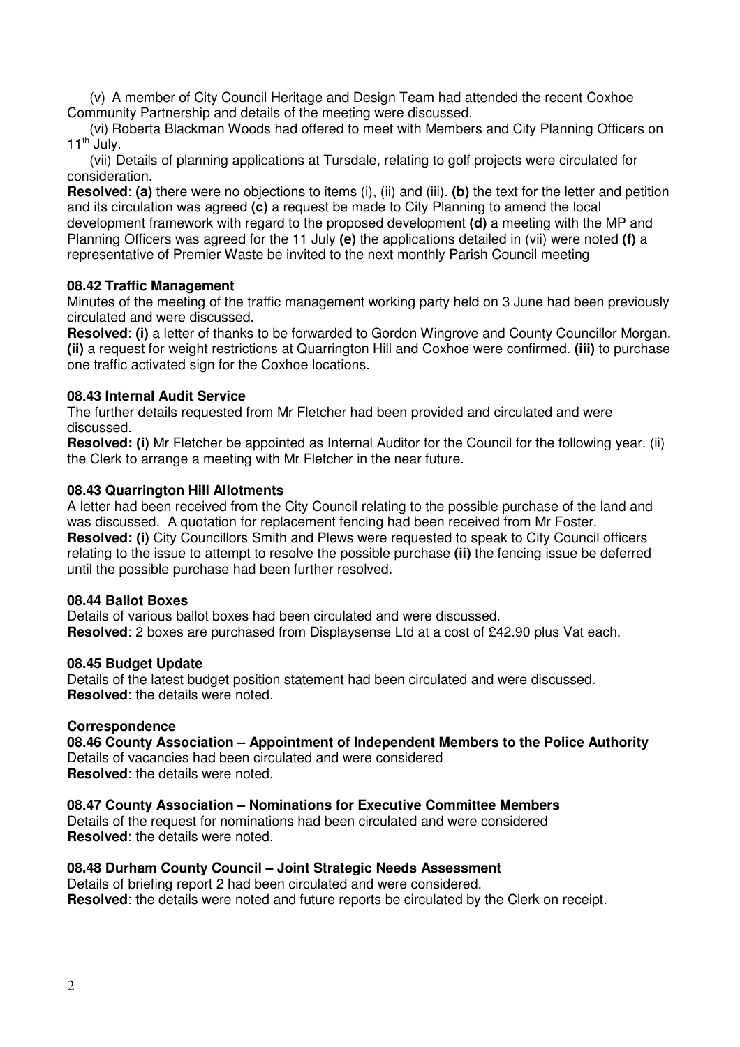(v) A member of City Council Heritage and Design Team had attended the recent Coxhoe Community Partnership and details of the meeting were discussed.

(vi) Roberta Blackman Woods had offered to meet with Members and City Planning Officers on 11th July.

(vii) Details of planning applications at Tursdale, relating to golf projects were circulated for consideration.

**Resolved**: **(a)** there were no objections to items (i), (ii) and (iii). **(b)** the text for the letter and petition and its circulation was agreed **(c)** a request be made to City Planning to amend the local development framework with regard to the proposed development **(d)** a meeting with the MP and Planning Officers was agreed for the 11 July **(e)** the applications detailed in (vii) were noted **(f)** a representative of Premier Waste be invited to the next monthly Parish Council meeting

**08.42 Traffic Management**

Minutes of the meeting of the traffic management working party held on 3 June had been previously circulated and were discussed.

**Resolved**: **(i)** a letter of thanks to be forwarded to Gordon Wingrove and County Councillor Morgan. **(ii)** a request for weight restrictions at Quarrington Hill and Coxhoe were confirmed. **(iii)** to purchase one traffic activated sign for the Coxhoe locations.

**08.43 Internal Audit Service**

The further details requested from Mr Fletcher had been provided and circulated and were discussed.

**Resolved: (i)** Mr Fletcher be appointed as Internal Auditor for the Council for the following year. (ii) the Clerk to arrange a meeting with Mr Fletcher in the near future.

**08.43 Quarrington Hill Allotments**

A letter had been received from the City Council relating to the possible purchase of the land and was discussed. A quotation for replacement fencing had been received from Mr Foster.

**Resolved: (i)** City Councillors Smith and Plews were requested to speak to City Council officers relating to the issue to attempt to resolve the possible purchase **(ii)** the fencing issue be deferred until the possible purchase had been further resolved.

**08.44 Ballot Boxes**

Details of various ballot boxes had been circulated and were discussed.

**Resolved**: 2 boxes are purchased from Displaysense Ltd at a cost of £42.90 plus Vat each.

**08.45 Budget Update**

Details of the latest budget position statement had been circulated and were discussed.

**Resolved**: the details were noted.

**Correspondence**

**08.46 County Association – Appointment of Independent Members to the Police Authority**

Details of vacancies had been circulated and were considered

**Resolved**: the details were noted.

**08.47 County Association – Nominations for Executive Committee Members**

Details of the request for nominations had been circulated and were considered

**Resolved**: the details were noted.

**08.48 Durham County Council – Joint Strategic Needs Assessment**

Details of briefing report 2 had been circulated and were considered.

**Resolved**: the details were noted and future reports be circulated by the Clerk on receipt.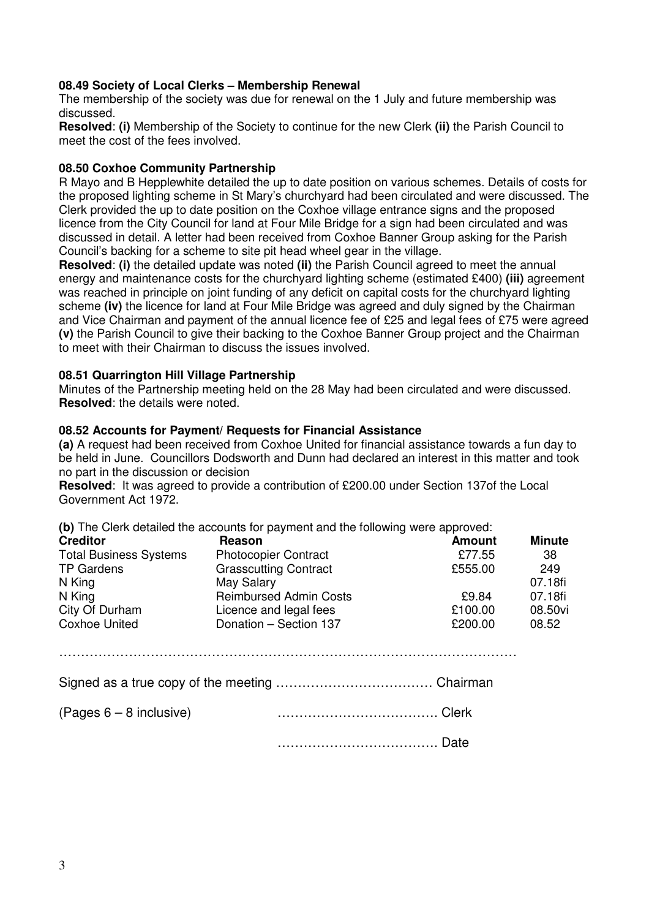### 08.49 Society of Local Clerks – Membership Renewal

The membership of the society was due for renewal on the 1 July and future membership was discussed.

**Resolved**: **(i)** Membership of the Society to continue for the new Clerk **(ii)** the Parish Council to meet the cost of the fees involved.

### 08.50 Coxhoe Community Partnership

R Mayo and B Hepplewhite detailed the up to date position on various schemes. Details of costs for the proposed lighting scheme in St Mary's churchyard had been circulated and were discussed. The Clerk provided the up to date position on the Coxhoe village entrance signs and the proposed licence from the City Council for land at Four Mile Bridge for a sign had been circulated and was discussed in detail. A letter had been received from Coxhoe Banner Group asking for the Parish Council's backing for a scheme to site pit head wheel gear in the village.

**Resolved**: **(i)** the detailed update was noted **(ii)** the Parish Council agreed to meet the annual energy and maintenance costs for the churchyard lighting scheme (estimated £400) **(iii)** agreement was reached in principle on joint funding of any deficit on capital costs for the churchyard lighting scheme **(iv)** the licence for land at Four Mile Bridge was agreed and duly signed by the Chairman and Vice Chairman and payment of the annual licence fee of £25 and legal fees of £75 were agreed **(v)** the Parish Council to give their backing to the Coxhoe Banner Group project and the Chairman to meet with their Chairman to discuss the issues involved.

### 08.51 Quarrington Hill Village Partnership

Minutes of the Partnership meeting held on the 28 May had been circulated and were discussed.
**Resolved**: the details were noted.

### 08.52 Accounts for Payment/ Requests for Financial Assistance

**(a)** A request had been received from Coxhoe United for financial assistance towards a fun day to be held in June. Councillors Dodsworth and Dunn had declared an interest in this matter and took no part in the discussion or decision

**Resolved**: It was agreed to provide a contribution of £200.00 under Section 137of the Local Government Act 1972.

**(b)** The Clerk detailed the accounts for payment and the following were approved:

| Creditor | Reason | Amount | Minute |
|---|---|---|---|
| Total Business Systems | Photocopier Contract | £77.55 | 38 |
| TP Gardens | Grasscutting Contract | £555.00 | 249 |
| N King | May Salary | | 07.18fi |
| N King | Reimbursed Admin Costs | £9.84 | 07.18fi |
| City Of Durham | Licence and legal fees | £100.00 | 08.50vi |
| Coxhoe United | Donation – Section 137 | £200.00 | 08.52 |

…………………………………………………………………………………………

Signed as a true copy of the meeting ……………………………… Chairman

(Pages 6 – 8 inclusive) ……………………………… Clerk

……………………………… Date